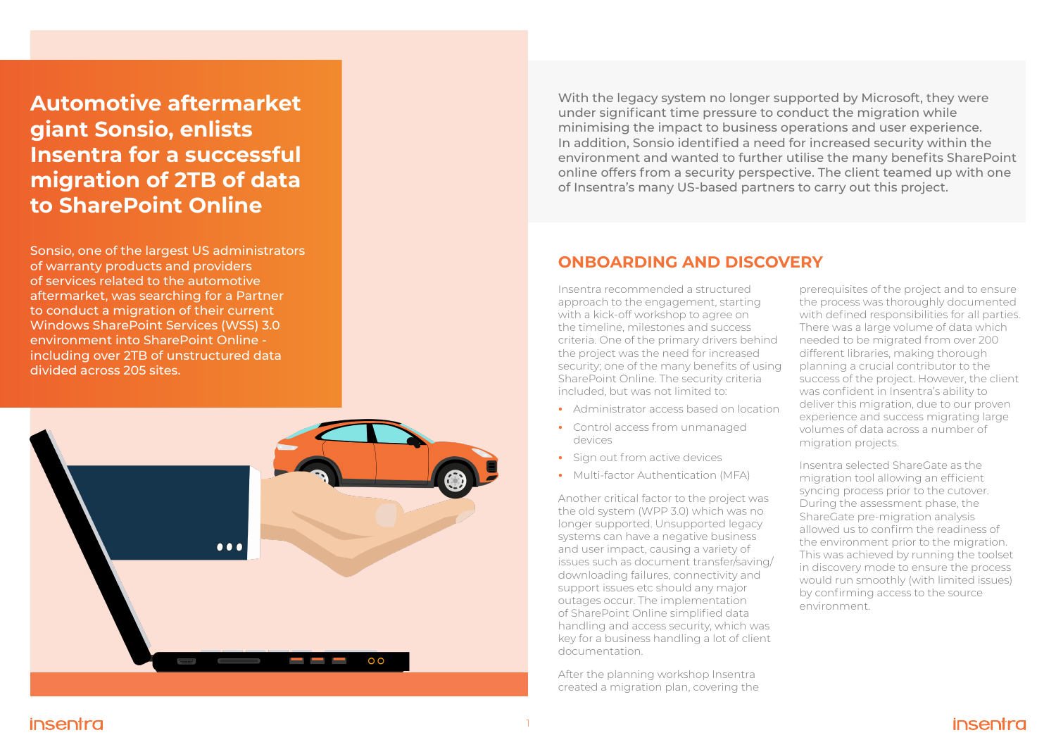# Automotive aftermarket giant Sonsio, enlists Insentra for a successful migration of 2TB of data to SharePoint Online

Sonsio, one of the largest US administrators of warranty products and providers of services related to the automotive aftermarket, was searching for a Partner to conduct a migration of their current Windows SharePoint Services (WSS) 3.0 environment into SharePoint Online - including over 2TB of unstructured data divided across 205 sites.

With the legacy system no longer supported by Microsoft, they were under significant time pressure to conduct the migration while minimising the impact to business operations and user experience. In addition, Sonsio identified a need for increased security within the environment and wanted to further utilise the many benefits SharePoint online offers from a security perspective. The client teamed up with one of Insentra's many US-based partners to carry out this project.

## ONBOARDING AND DISCOVERY

Insentra recommended a structured approach to the engagement, starting with a kick-off workshop to agree on the timeline, milestones and success criteria. One of the primary drivers behind the project was the need for increased security; one of the many benefits of using SharePoint Online. The security criteria included, but was not limited to:

- Administrator access based on location
- Control access from unmanaged devices
- Sign out from active devices
- Multi-factor Authentication (MFA)

Another critical factor to the project was the old system (WPP 3.0) which was no longer supported. Unsupported legacy systems can have a negative business and user impact, causing a variety of issues such as document transfer/saving/downloading failures, connectivity and support issues etc should any major outages occur. The implementation of SharePoint Online simplified data handling and access security, which was key for a business handling a lot of client documentation.

After the planning workshop Insentra created a migration plan, covering the prerequisites of the project and to ensure the process was thoroughly documented with defined responsibilities for all parties. There was a large volume of data which needed to be migrated from over 200 different libraries, making thorough planning a crucial contributor to the success of the project. However, the client was confident in Insentra's ability to deliver this migration, due to our proven experience and success migrating large volumes of data across a number of migration projects.

Insentra selected ShareGate as the migration tool allowing an efficient syncing process prior to the cutover. During the assessment phase, the ShareGate pre-migration analysis allowed us to confirm the readiness of the environment prior to the migration. This was achieved by running the toolset in discovery mode to ensure the process would run smoothly (with limited issues) by confirming access to the source environment.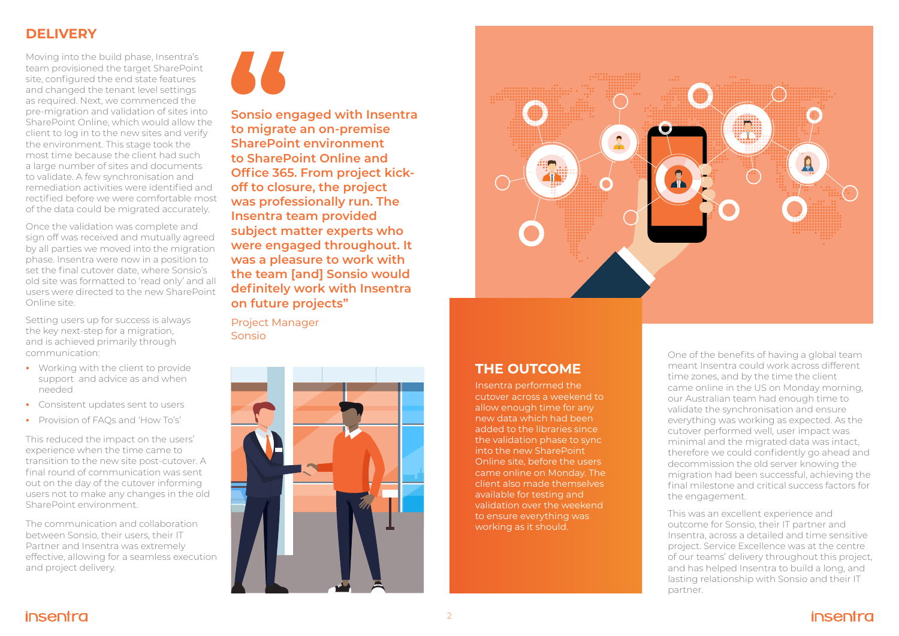## DELIVERY

Moving into the build phase, Insentra's team provisioned the target SharePoint site, configured the end state features and changed the tenant level settings as required. Next, we commenced the pre-migration and validation of sites into SharePoint Online, which would allow the client to log in to the new sites and verify the environment. This stage took the most time because the client had such a large number of sites and documents to validate. A few synchronisation and remediation activities were identified and rectified before we were comfortable most of the data could be migrated accurately.

Once the validation was complete and sign off was received and mutually agreed by all parties we moved into the migration phase. Insentra were now in a position to set the final cutover date, where Sonsio's old site was formatted to 'read only' and all users were directed to the new SharePoint Online site.

Setting users up for success is always the key next-step for a migration, and is achieved primarily through communication:

- Working with the client to provide support and advice as and when needed
- Consistent updates sent to users
- Provision of FAQs and 'How To's'

This reduced the impact on the users' experience when the time came to transition to the new site post-cutover. A final round of communication was sent out on the day of the cutover informing users not to make any changes in the old SharePoint environment.

The communication and collaboration between Sonsio, their users, their IT Partner and Insentra was extremely effective, allowing for a seamless execution and project delivery.

**Sonsio engaged with Insentra to migrate an on-premise SharePoint environment to SharePoint Online and Office 365. From project kick-off to closure, the project was professionally run. The Insentra team provided subject matter experts who were engaged throughout. It was a pleasure to work with the team [and] Sonsio would definitely work with Insentra on future projects"**

Project Manager
Sonsio

## THE OUTCOME

Insentra performed the cutover across a weekend to allow enough time for any new data which had been added to the libraries since the validation phase to sync into the new SharePoint Online site, before the users came online on Monday. The client also made themselves available for testing and validation over the weekend to ensure everything was working as it should.

One of the benefits of having a global team meant Insentra could work across different time zones, and by the time the client came online in the US on Monday morning, our Australian team had enough time to validate the synchronisation and ensure everything was working as expected. As the cutover performed well, user impact was minimal and the migrated data was intact, therefore we could confidently go ahead and decommission the old server knowing the migration had been successful, achieving the final milestone and critical success factors for the engagement.

This was an excellent experience and outcome for Sonsio, their IT partner and Insentra, across a detailed and time sensitive project. Service Excellence was at the centre of our teams' delivery throughout this project, and has helped Insentra to build a long, and lasting relationship with Sonsio and their IT partner.